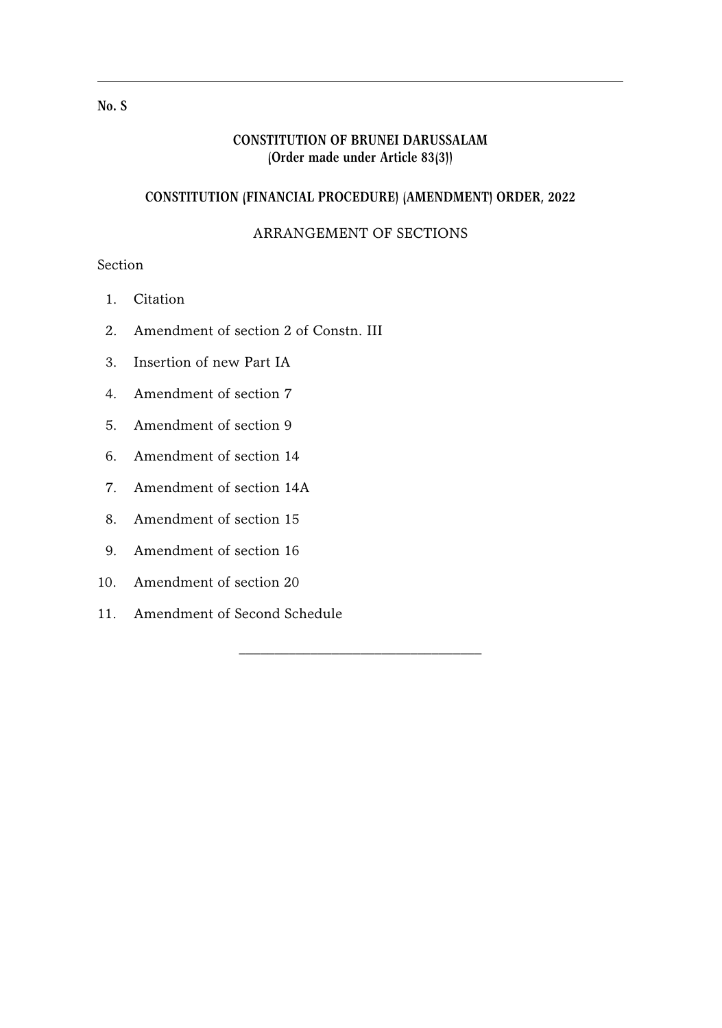**No. S**

**CONSTITUTION OF BRUNEI DARUSSALAM**
**(Order made under Article 83(3))**

**CONSTITUTION (FINANCIAL PROCEDURE) (AMENDMENT) ORDER, 2022**

ARRANGEMENT OF SECTIONS

Section

1. Citation
2. Amendment of section 2 of Constn. III
3. Insertion of new Part IA
4. Amendment of section 7
5. Amendment of section 9
6. Amendment of section 14
7. Amendment of section 14A
8. Amendment of section 15
9. Amendment of section 16
10. Amendment of section 20
11. Amendment of Second Schedule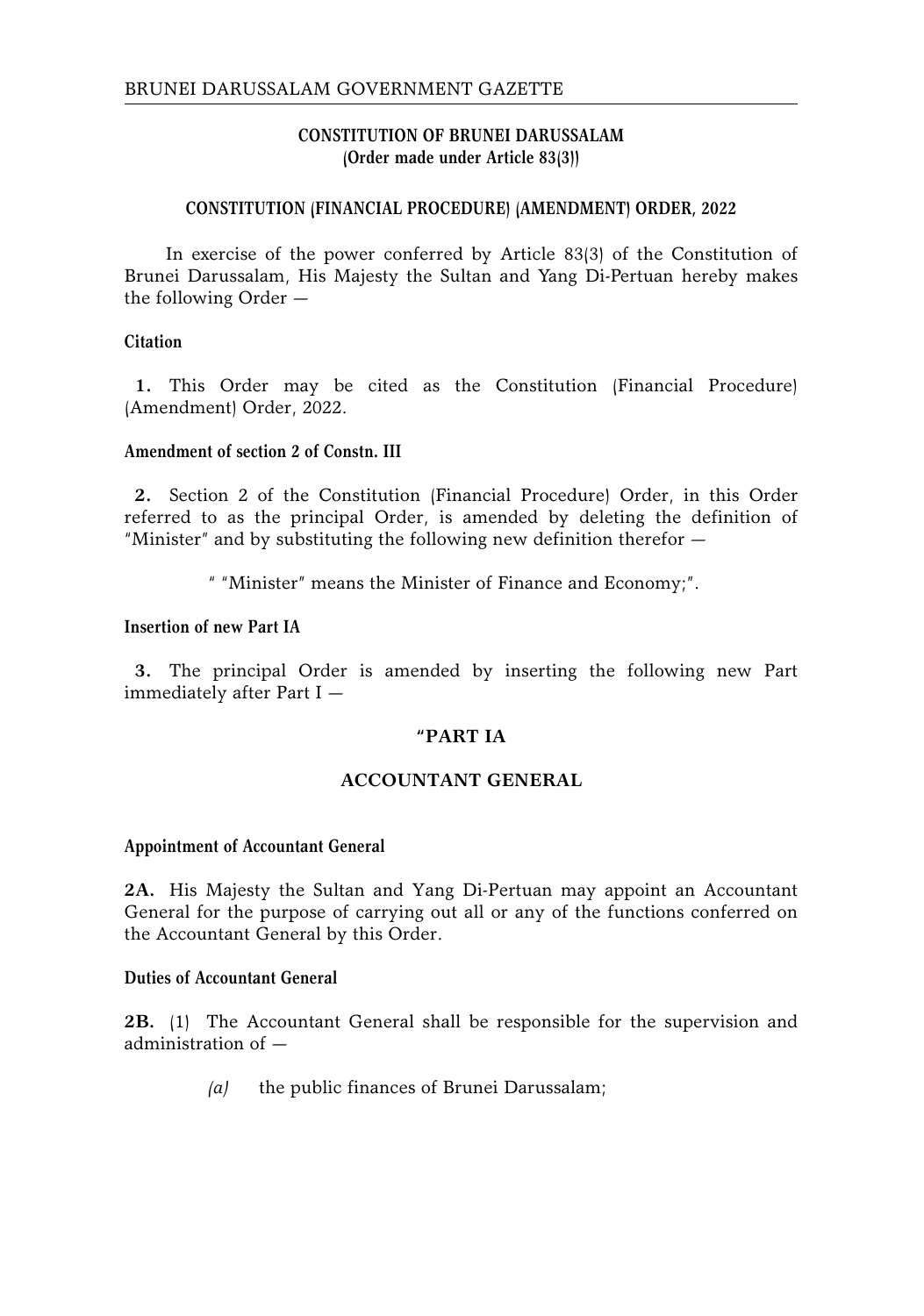**CONSTITUTION OF BRUNEI DARUSSALAM**
**(Order made under Article 83(3))**

**CONSTITUTION (FINANCIAL PROCEDURE) (AMENDMENT) ORDER, 2022**

In exercise of the power conferred by Article 83(3) of the Constitution of Brunei Darussalam, His Majesty the Sultan and Yang Di-Pertuan hereby makes the following Order —

**Citation**

**1.** This Order may be cited as the Constitution (Financial Procedure) (Amendment) Order, 2022.

**Amendment of section 2 of Constn. III**

**2.** Section 2 of the Constitution (Financial Procedure) Order, in this Order referred to as the principal Order, is amended by deleting the definition of "Minister" and by substituting the following new definition therefor —

" "Minister" means the Minister of Finance and Economy;".

**Insertion of new Part IA**

**3.** The principal Order is amended by inserting the following new Part immediately after Part I —

**"PART IA**

**ACCOUNTANT GENERAL**

**Appointment of Accountant General**

**2A.** His Majesty the Sultan and Yang Di-Pertuan may appoint an Accountant General for the purpose of carrying out all or any of the functions conferred on the Accountant General by this Order.

**Duties of Accountant General**

**2B.** (1) The Accountant General shall be responsible for the supervision and administration of —

*(a)* the public finances of Brunei Darussalam;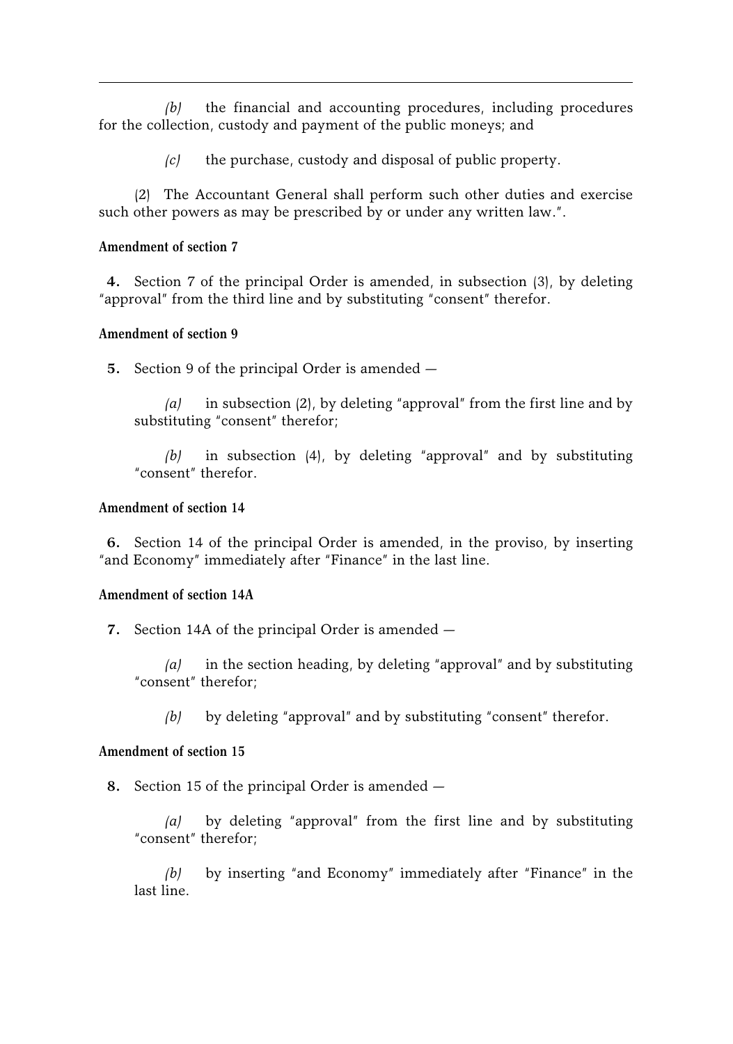*(b)* the financial and accounting procedures, including procedures for the collection, custody and payment of the public moneys; and

*(c)* the purchase, custody and disposal of public property.

(2) The Accountant General shall perform such other duties and exercise such other powers as may be prescribed by or under any written law.".

**Amendment of section 7**

**4.** Section 7 of the principal Order is amended, in subsection (3), by deleting "approval" from the third line and by substituting "consent" therefor.

**Amendment of section 9**

**5.** Section 9 of the principal Order is amended —

*(a)* in subsection (2), by deleting "approval" from the first line and by substituting "consent" therefor;

*(b)* in subsection (4), by deleting "approval" and by substituting "consent" therefor.

**Amendment of section 14**

**6.** Section 14 of the principal Order is amended, in the proviso, by inserting "and Economy" immediately after "Finance" in the last line.

**Amendment of section 14A**

**7.** Section 14A of the principal Order is amended —

*(a)* in the section heading, by deleting "approval" and by substituting "consent" therefor;

*(b)* by deleting "approval" and by substituting "consent" therefor.

**Amendment of section 15**

**8.** Section 15 of the principal Order is amended —

*(a)* by deleting "approval" from the first line and by substituting "consent" therefor;

*(b)* by inserting "and Economy" immediately after "Finance" in the last line.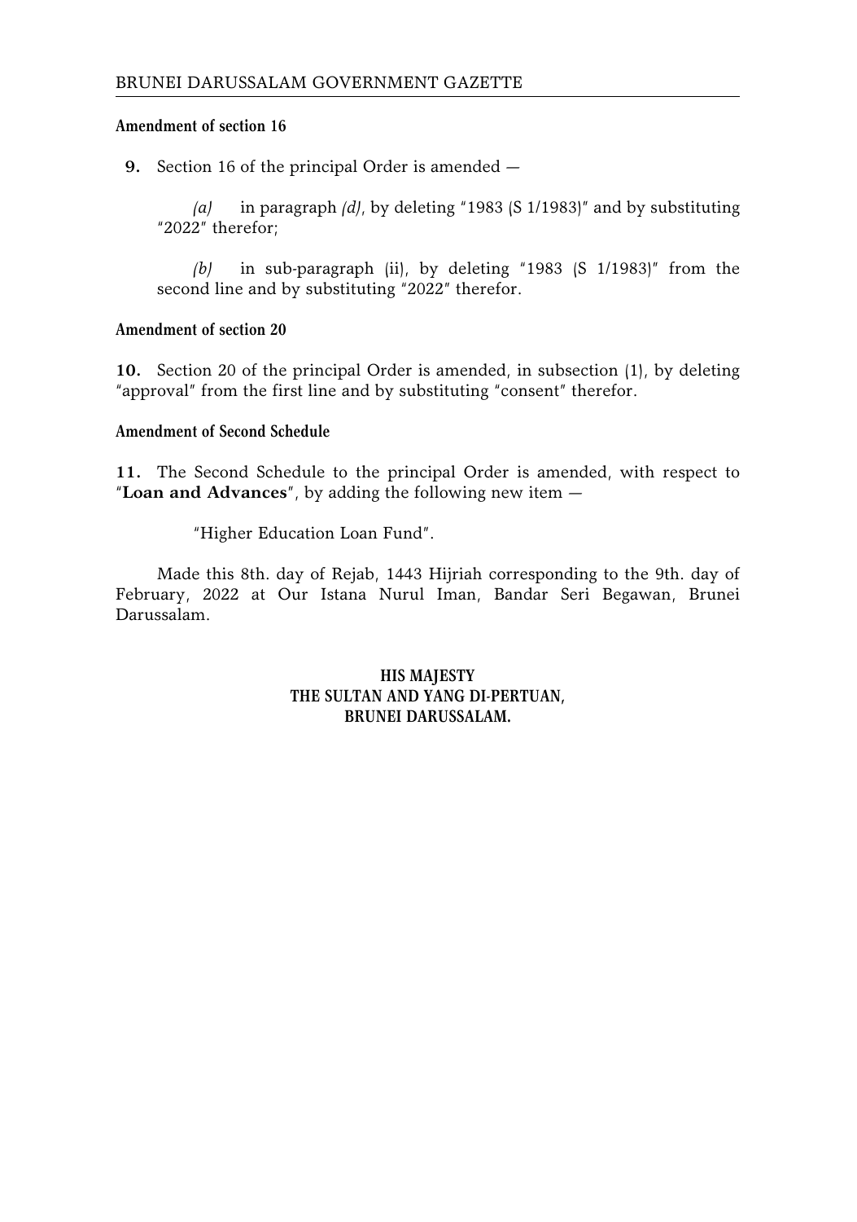**Amendment of section 16**

**9.** Section 16 of the principal Order is amended —

*(a)* in paragraph *(d)*, by deleting "1983 (S 1/1983)" and by substituting "2022" therefor;

*(b)* in sub-paragraph (ii), by deleting "1983 (S 1/1983)" from the second line and by substituting "2022" therefor.

**Amendment of section 20**

**10.** Section 20 of the principal Order is amended, in subsection (1), by deleting "approval" from the first line and by substituting "consent" therefor.

**Amendment of Second Schedule**

**11.** The Second Schedule to the principal Order is amended, with respect to "**Loan and Advances**", by adding the following new item —

"Higher Education Loan Fund".

Made this 8th. day of Rejab, 1443 Hijriah corresponding to the 9th. day of February, 2022 at Our Istana Nurul Iman, Bandar Seri Begawan, Brunei Darussalam.

**HIS MAJESTY**
**THE SULTAN AND YANG DI-PERTUAN,**
**BRUNEI DARUSSALAM.**